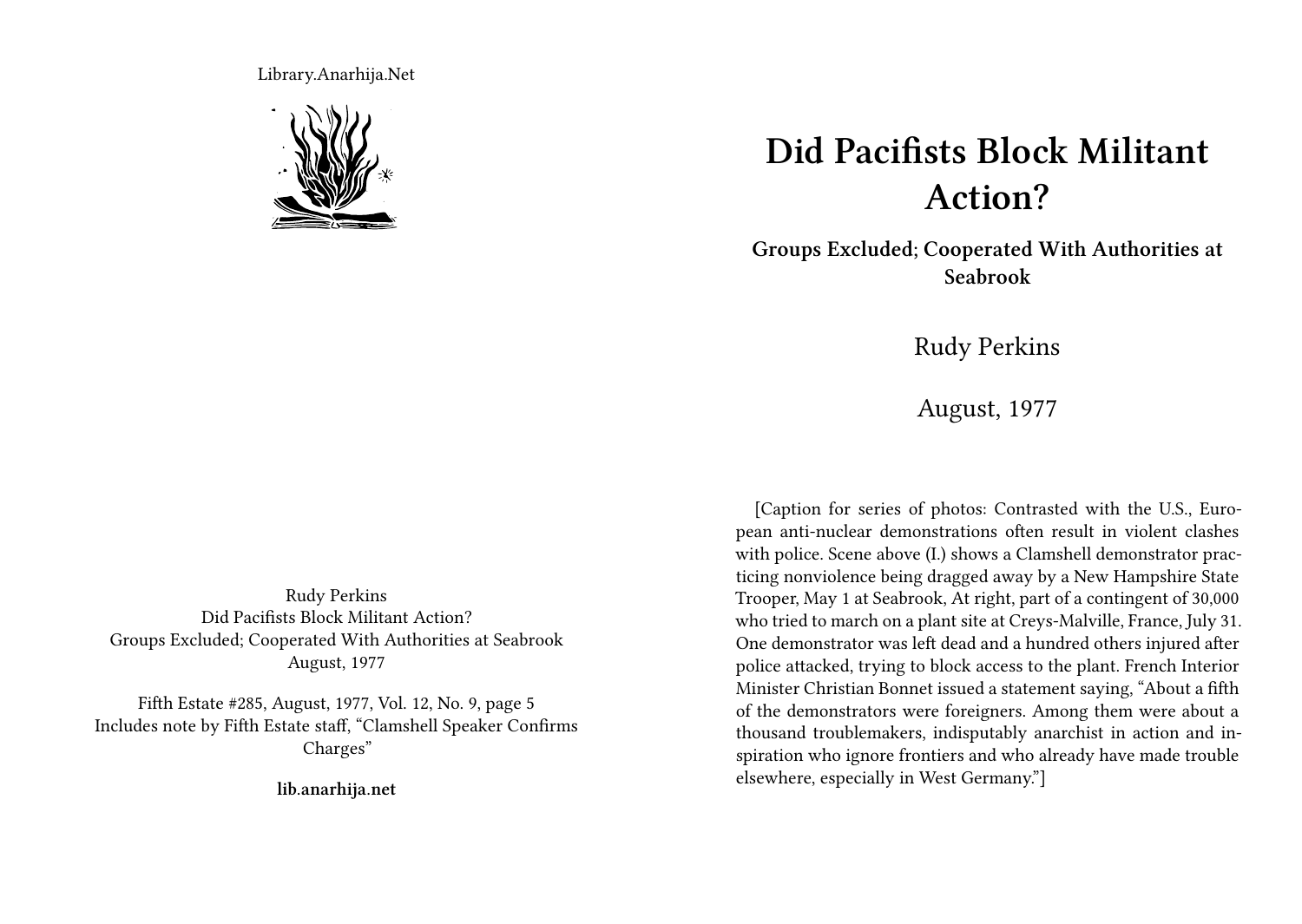Library.Anarhija.Net

# Did Pacifists Block Militant Action?

**Groups Excluded; Cooperated With Authorities at Seabrook**

Rudy Perkins

August, 1977

[Caption for series of photos: Contrasted with the U.S., European anti-nuclear demonstrations often result in violent clashes with police. Scene above (I.) shows a Clamshell demonstrator practicing nonviolence being dragged away by a New Hampshire State Trooper, May 1 at Seabrook, At right, part of a contingent of 30,000 who tried to march on a plant site at Creys-Malville, France, July 31. One demonstrator was left dead and a hundred others injured after police attacked, trying to block access to the plant. French Interior Minister Christian Bonnet issued a statement saying, "About a fifth of the demonstrators were foreigners. Among them were about a thousand troublemakers, indisputably anarchist in action and inspiration who ignore frontiers and who already have made trouble elsewhere, especially in West Germany."]

Rudy Perkins
Did Pacifists Block Militant Action?
Groups Excluded; Cooperated With Authorities at Seabrook
August, 1977

Fifth Estate #285, August, 1977, Vol. 12, No. 9, page 5
Includes note by Fifth Estate staff, "Clamshell Speaker Confirms Charges"

**lib.anarhija.net**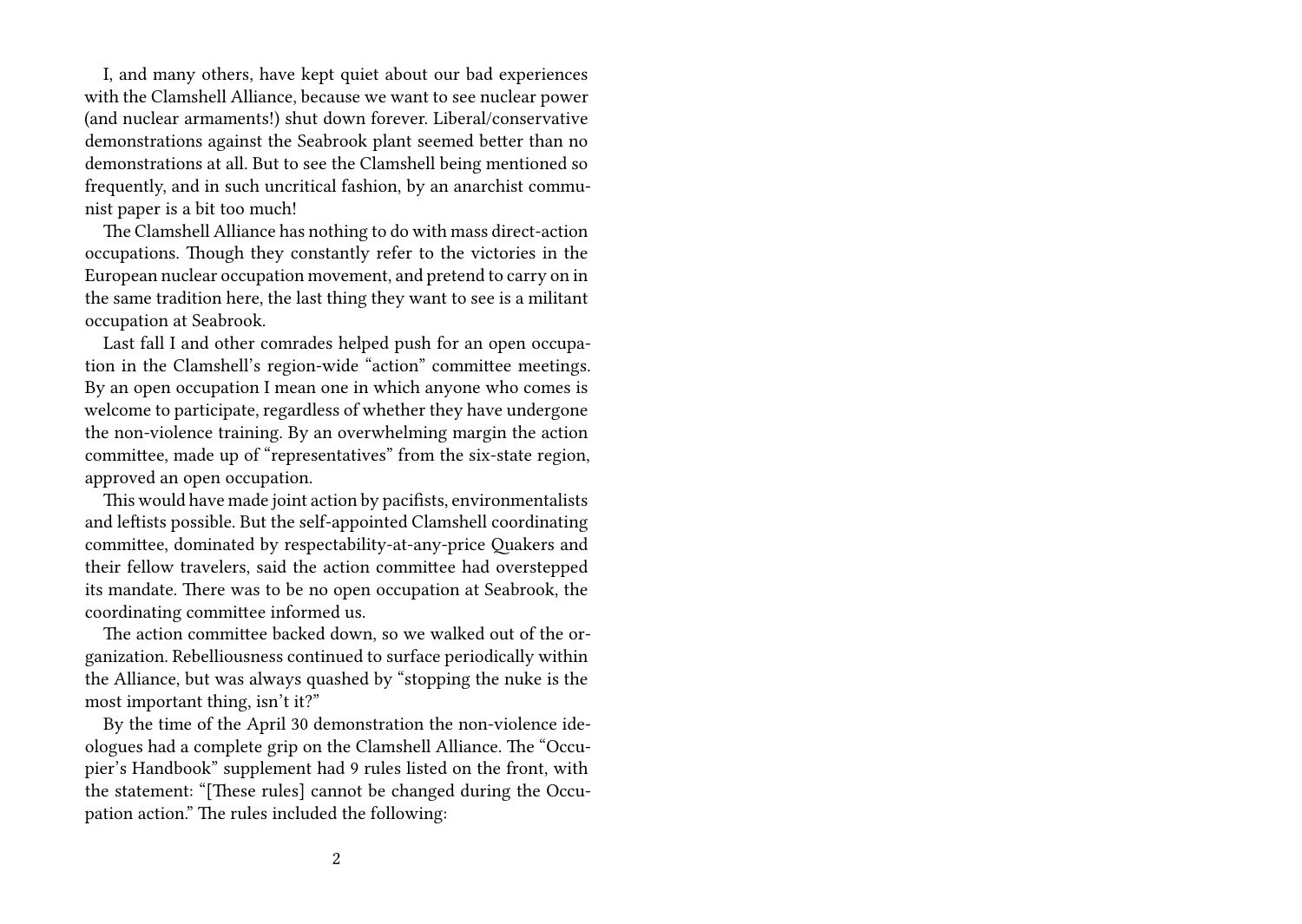I, and many others, have kept quiet about our bad experiences with the Clamshell Alliance, because we want to see nuclear power (and nuclear armaments!) shut down forever. Liberal/conservative demonstrations against the Seabrook plant seemed better than no demonstrations at all. But to see the Clamshell being mentioned so frequently, and in such uncritical fashion, by an anarchist communist paper is a bit too much!

The Clamshell Alliance has nothing to do with mass direct-action occupations. Though they constantly refer to the victories in the European nuclear occupation movement, and pretend to carry on in the same tradition here, the last thing they want to see is a militant occupation at Seabrook.

Last fall I and other comrades helped push for an open occupation in the Clamshell's region-wide "action" committee meetings. By an open occupation I mean one in which anyone who comes is welcome to participate, regardless of whether they have undergone the non-violence training. By an overwhelming margin the action committee, made up of "representatives" from the six-state region, approved an open occupation.

This would have made joint action by pacifists, environmentalists and leftists possible. But the self-appointed Clamshell coordinating committee, dominated by respectability-at-any-price Quakers and their fellow travelers, said the action committee had overstepped its mandate. There was to be no open occupation at Seabrook, the coordinating committee informed us.

The action committee backed down, so we walked out of the organization. Rebelliousness continued to surface periodically within the Alliance, but was always quashed by "stopping the nuke is the most important thing, isn't it?"

By the time of the April 30 demonstration the non-violence ideologues had a complete grip on the Clamshell Alliance. The "Occupier's Handbook" supplement had 9 rules listed on the front, with the statement: "[These rules] cannot be changed during the Occupation action." The rules included the following: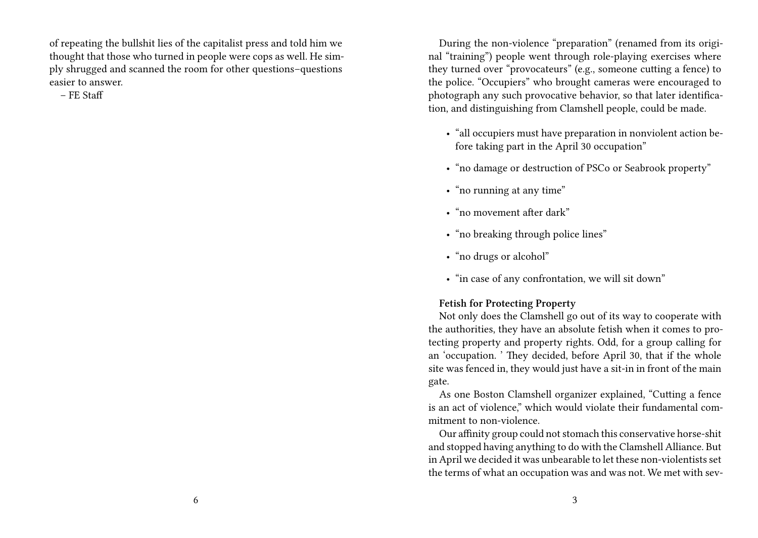of repeating the bullshit lies of the capitalist press and told him we thought that those who turned in people were cops as well. He simply shrugged and scanned the room for other questions–questions easier to answer.

– FE Staff

During the non-violence "preparation" (renamed from its original "training") people went through role-playing exercises where they turned over "provocateurs" (e.g., someone cutting a fence) to the police. "Occupiers" who brought cameras were encouraged to photograph any such provocative behavior, so that later identification, and distinguishing from Clamshell people, could be made.

- "all occupiers must have preparation in nonviolent action before taking part in the April 30 occupation"
- "no damage or destruction of PSCo or Seabrook property"
- "no running at any time"
- "no movement after dark"
- "no breaking through police lines"
- "no drugs or alcohol"
- "in case of any confrontation, we will sit down"

**Fetish for Protecting Property**

Not only does the Clamshell go out of its way to cooperate with the authorities, they have an absolute fetish when it comes to protecting property and property rights. Odd, for a group calling for an 'occupation. ' They decided, before April 30, that if the whole site was fenced in, they would just have a sit-in in front of the main gate.

As one Boston Clamshell organizer explained, "Cutting a fence is an act of violence," which would violate their fundamental commitment to non-violence.

Our affinity group could not stomach this conservative horse-shit and stopped having anything to do with the Clamshell Alliance. But in April we decided it was unbearable to let these non-violentists set the terms of what an occupation was and was not. We met with sev-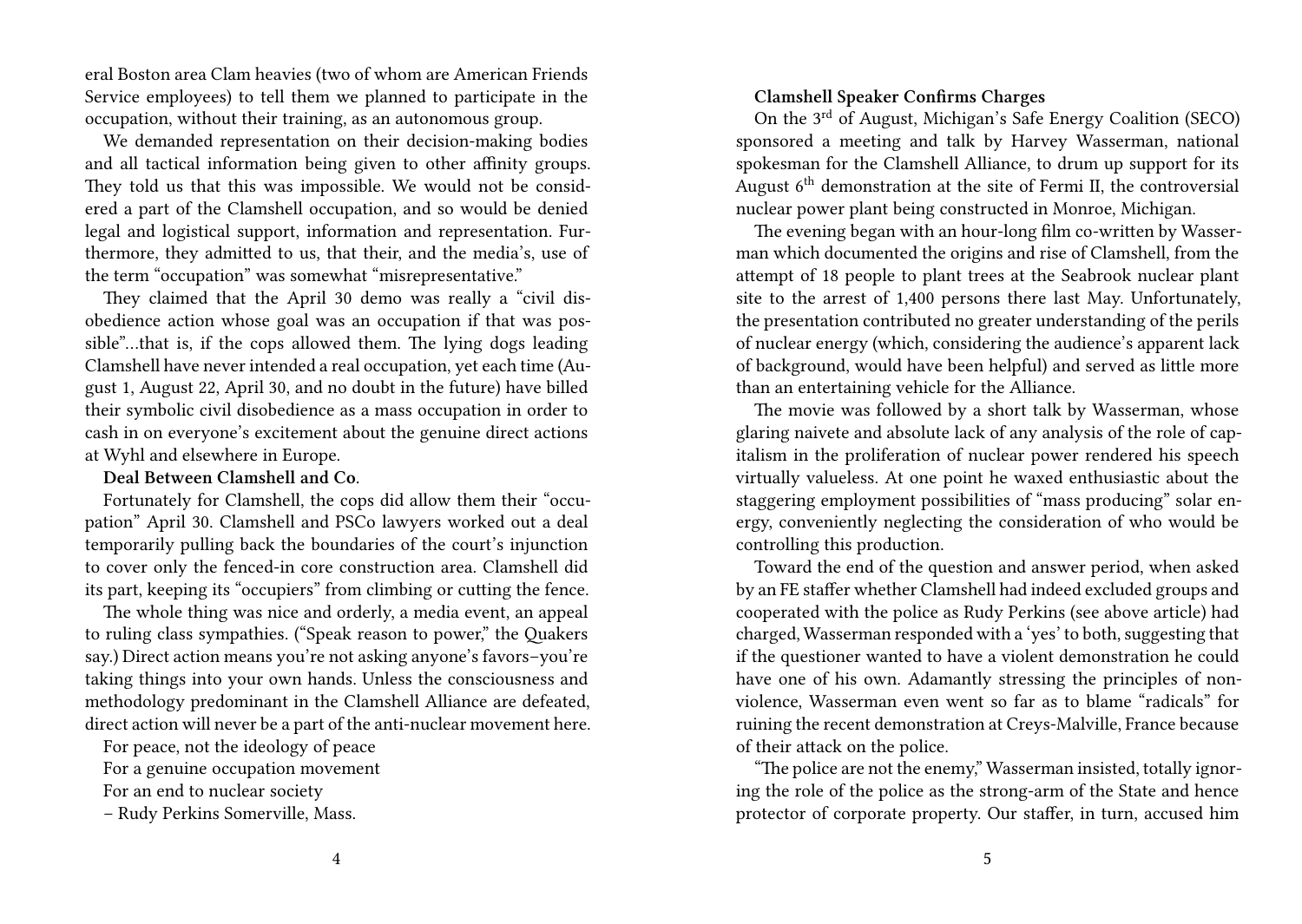eral Boston area Clam heavies (two of whom are American Friends Service employees) to tell them we planned to participate in the occupation, without their training, as an autonomous group.

We demanded representation on their decision-making bodies and all tactical information being given to other affinity groups. They told us that this was impossible. We would not be considered a part of the Clamshell occupation, and so would be denied legal and logistical support, information and representation. Furthermore, they admitted to us, that their, and the media's, use of the term "occupation" was somewhat "misrepresentative."

They claimed that the April 30 demo was really a "civil disobedience action whose goal was an occupation if that was possible"…that is, if the cops allowed them. The lying dogs leading Clamshell have never intended a real occupation, yet each time (August 1, August 22, April 30, and no doubt in the future) have billed their symbolic civil disobedience as a mass occupation in order to cash in on everyone's excitement about the genuine direct actions at Wyhl and elsewhere in Europe.

**Deal Between Clamshell and Co.**

Fortunately for Clamshell, the cops did allow them their "occupation" April 30. Clamshell and PSCo lawyers worked out a deal temporarily pulling back the boundaries of the court's injunction to cover only the fenced-in core construction area. Clamshell did its part, keeping its "occupiers" from climbing or cutting the fence.

The whole thing was nice and orderly, a media event, an appeal to ruling class sympathies. ("Speak reason to power," the Quakers say.) Direct action means you're not asking anyone's favors–you're taking things into your own hands. Unless the consciousness and methodology predominant in the Clamshell Alliance are defeated, direct action will never be a part of the anti-nuclear movement here.

For peace, not the ideology of peace

For a genuine occupation movement

For an end to nuclear society

– Rudy Perkins Somerville, Mass.

**Clamshell Speaker Confirms Charges**

On the 3rd of August, Michigan's Safe Energy Coalition (SECO) sponsored a meeting and talk by Harvey Wasserman, national spokesman for the Clamshell Alliance, to drum up support for its August 6th demonstration at the site of Fermi II, the controversial nuclear power plant being constructed in Monroe, Michigan.

The evening began with an hour-long film co-written by Wasserman which documented the origins and rise of Clamshell, from the attempt of 18 people to plant trees at the Seabrook nuclear plant site to the arrest of 1,400 persons there last May. Unfortunately, the presentation contributed no greater understanding of the perils of nuclear energy (which, considering the audience's apparent lack of background, would have been helpful) and served as little more than an entertaining vehicle for the Alliance.

The movie was followed by a short talk by Wasserman, whose glaring naivete and absolute lack of any analysis of the role of capitalism in the proliferation of nuclear power rendered his speech virtually valueless. At one point he waxed enthusiastic about the staggering employment possibilities of "mass producing" solar energy, conveniently neglecting the consideration of who would be controlling this production.

Toward the end of the question and answer period, when asked by an FE staffer whether Clamshell had indeed excluded groups and cooperated with the police as Rudy Perkins (see above article) had charged, Wasserman responded with a 'yes' to both, suggesting that if the questioner wanted to have a violent demonstration he could have one of his own. Adamantly stressing the principles of nonviolence, Wasserman even went so far as to blame "radicals" for ruining the recent demonstration at Creys-Malville, France because of their attack on the police.

"The police are not the enemy," Wasserman insisted, totally ignoring the role of the police as the strong-arm of the State and hence protector of corporate property. Our staffer, in turn, accused him